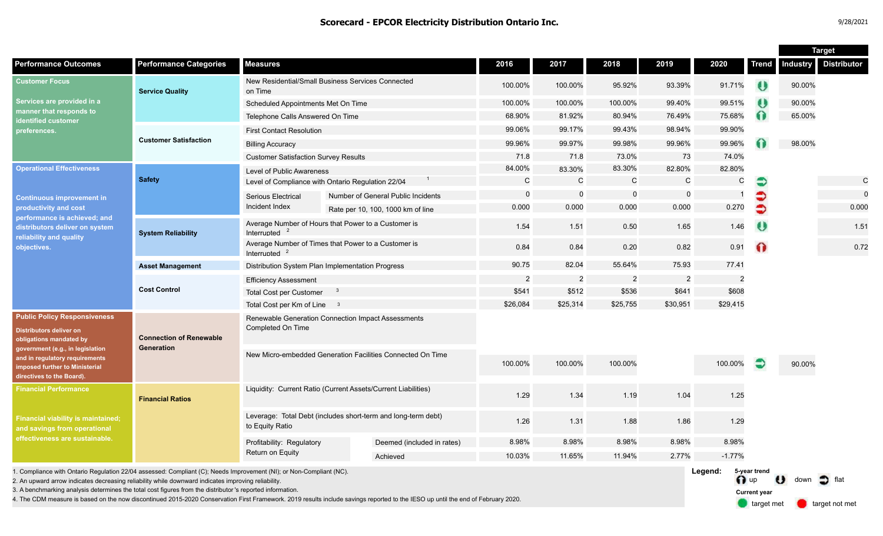# Scorecard - EPCOR Electricity Distribution Ontario Inc.

9/28/2021

| Performance Outcomes | Performance Categories | Measures | | 2016 | 2017 | 2018 | 2019 | 2020 | Trend | Target Industry | Target Distributor |
|---|---|---|---|---|---|---|---|---|---|---|---|
| **Customer Focus** Services are provided in a manner that responds to identified customer preferences. | Service Quality | New Residential/Small Business Services Connected on Time | | 100.00% | 100.00% | 95.92% | 93.39% | 91.71% | down | 90.00% | |
| | | Scheduled Appointments Met On Time | | 100.00% | 100.00% | 100.00% | 99.40% | 99.51% | down | 90.00% | |
| | | Telephone Calls Answered On Time | | 68.90% | 81.92% | 80.94% | 76.49% | 75.68% | up | 65.00% | |
| | Customer Satisfaction | First Contact Resolution | | 99.06% | 99.17% | 99.43% | 98.94% | 99.90% | | | |
| | | Billing Accuracy | | 99.96% | 99.97% | 99.98% | 99.96% | 99.96% | up | 98.00% | |
| | | Customer Satisfaction Survey Results | | 71.8 | 71.8 | 73.0% | 73 | 74.0% | | | |
| **Operational Effectiveness** Continuous improvement in productivity and cost performance is achieved; and distributors deliver on system reliability and quality objectives. | Safety | Level of Public Awareness | | 84.00% | 83.30% | 83.30% | 82.80% | 82.80% | | | |
| | | Level of Compliance with Ontario Regulation 22/04 [1] | | C | C | C | C | C | flat | | C |
| | | Serious Electrical Incident Index | Number of General Public Incidents | 0 | 0 | 0 | 0 | 1 | flat | | 0 |
| | | | Rate per 10, 100, 1000 km of line | 0.000 | 0.000 | 0.000 | 0.000 | 0.270 | flat | | 0.000 |
| | System Reliability | Average Number of Hours that Power to a Customer is Interrupted [2] | | 1.54 | 1.51 | 0.50 | 1.65 | 1.46 | down | | 1.51 |
| | | Average Number of Times that Power to a Customer is Interrupted [2] | | 0.84 | 0.84 | 0.20 | 0.82 | 0.91 | up | | 0.72 |
| | Asset Management | Distribution System Plan Implementation Progress | | 90.75 | 82.04 | 55.64% | 75.93 | 77.41 | | | |
| | Cost Control | Efficiency Assessment | | 2 | 2 | 2 | 2 | 2 | | | |
| | | Total Cost per Customer [3] | | $541 | $512 | $536 | $641 | $608 | | | |
| | | Total Cost per Km of Line [3] | | $26,084 | $25,314 | $25,755 | $30,951 | $29,415 | | | |
| **Public Policy Responsiveness** Distributors deliver on obligations mandated by government (e.g., in legislation and in regulatory requirements imposed further to Ministerial directives to the Board). | Connection of Renewable Generation | Renewable Generation Connection Impact Assessments Completed On Time | | | | | | | | | |
| | | New Micro-embedded Generation Facilities Connected On Time | | 100.00% | 100.00% | 100.00% | | 100.00% | flat | 90.00% | |
| **Financial Performance** Financial viability is maintained; and savings from operational effectiveness are sustainable. | Financial Ratios | Liquidity: Current Ratio (Current Assets/Current Liabilities) | | 1.29 | 1.34 | 1.19 | 1.04 | 1.25 | | | |
| | | Leverage: Total Debt (includes short-term and long-term debt) to Equity Ratio | | 1.26 | 1.31 | 1.88 | 1.86 | 1.29 | | | |
| | | Profitability: Regulatory Return on Equity | Deemed (included in rates) | 8.98% | 8.98% | 8.98% | 8.98% | 8.98% | | | |
| | | | Achieved | 10.03% | 11.65% | 11.94% | 2.77% | -1.77% | | | |

1. Compliance with Ontario Regulation 22/04 assessed: Compliant (C); Needs Improvement (NI); or Non-Compliant (NC).
2. An upward arrow indicates decreasing reliability while downward indicates improving reliability.
3. A benchmarking analysis determines the total cost figures from the distributor's reported information.
4. The CDM measure is based on the now discontinued 2015-2020 Conservation First Framework. 2019 results include savings reported to the IESO up until the end of February 2020.

**Legend:** 5-year trend: up, down, flat. Current year: target met, target not met.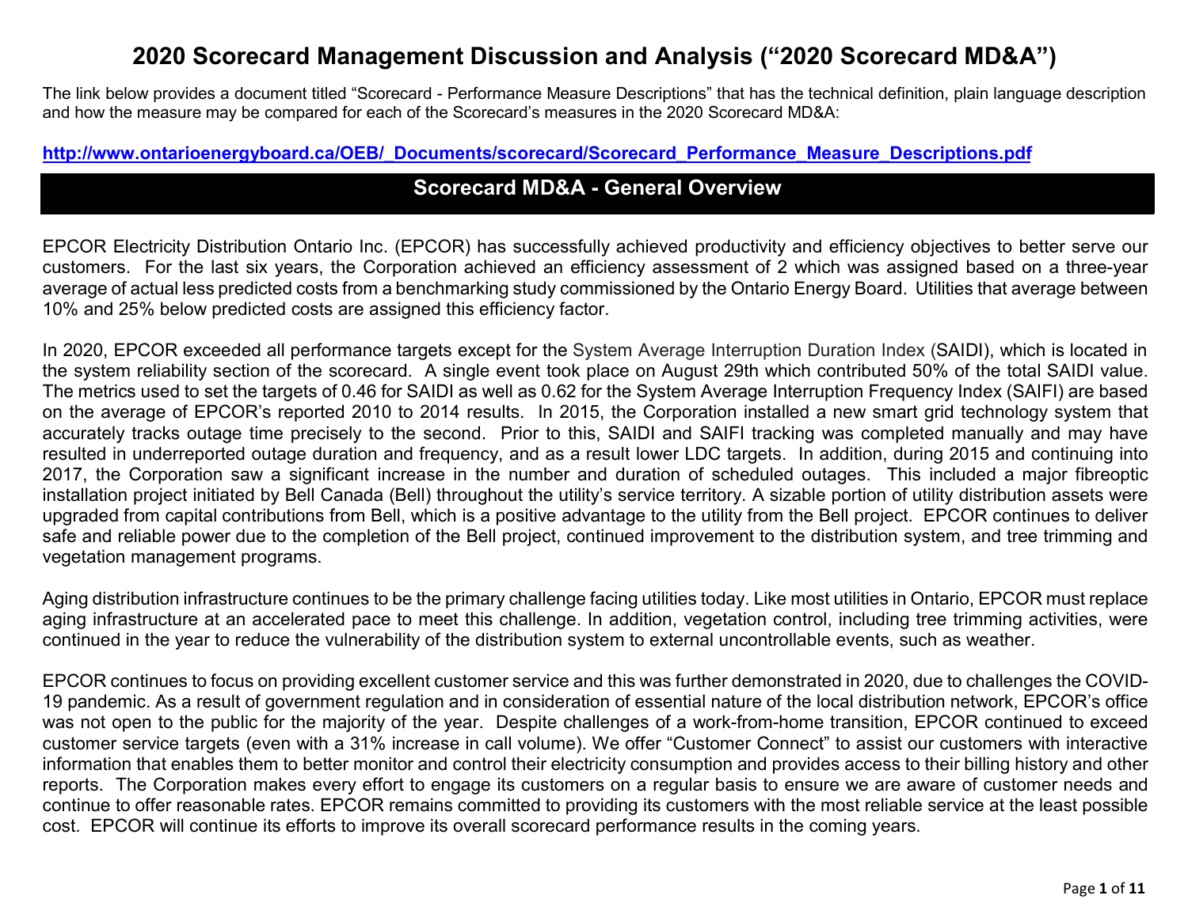# 2020 Scorecard Management Discussion and Analysis ("2020 Scorecard MD&A")

The link below provides a document titled "Scorecard - Performance Measure Descriptions" that has the technical definition, plain language description and how the measure may be compared for each of the Scorecard's measures in the 2020 Scorecard MD&A:

**http://www.ontarioenergyboard.ca/OEB/_Documents/scorecard/Scorecard_Performance_Measure_Descriptions.pdf**

## Scorecard MD&A - General Overview

EPCOR Electricity Distribution Ontario Inc. (EPCOR) has successfully achieved productivity and efficiency objectives to better serve our customers. For the last six years, the Corporation achieved an efficiency assessment of 2 which was assigned based on a three-year average of actual less predicted costs from a benchmarking study commissioned by the Ontario Energy Board. Utilities that average between 10% and 25% below predicted costs are assigned this efficiency factor.

In 2020, EPCOR exceeded all performance targets except for the System Average Interruption Duration Index (SAIDI), which is located in the system reliability section of the scorecard. A single event took place on August 29th which contributed 50% of the total SAIDI value. The metrics used to set the targets of 0.46 for SAIDI as well as 0.62 for the System Average Interruption Frequency Index (SAIFI) are based on the average of EPCOR's reported 2010 to 2014 results. In 2015, the Corporation installed a new smart grid technology system that accurately tracks outage time precisely to the second. Prior to this, SAIDI and SAIFI tracking was completed manually and may have resulted in underreported outage duration and frequency, and as a result lower LDC targets. In addition, during 2015 and continuing into 2017, the Corporation saw a significant increase in the number and duration of scheduled outages. This included a major fibreoptic installation project initiated by Bell Canada (Bell) throughout the utility's service territory. A sizable portion of utility distribution assets were upgraded from capital contributions from Bell, which is a positive advantage to the utility from the Bell project. EPCOR continues to deliver safe and reliable power due to the completion of the Bell project, continued improvement to the distribution system, and tree trimming and vegetation management programs.

Aging distribution infrastructure continues to be the primary challenge facing utilities today. Like most utilities in Ontario, EPCOR must replace aging infrastructure at an accelerated pace to meet this challenge. In addition, vegetation control, including tree trimming activities, were continued in the year to reduce the vulnerability of the distribution system to external uncontrollable events, such as weather.

EPCOR continues to focus on providing excellent customer service and this was further demonstrated in 2020, due to challenges the COVID-19 pandemic. As a result of government regulation and in consideration of essential nature of the local distribution network, EPCOR's office was not open to the public for the majority of the year. Despite challenges of a work-from-home transition, EPCOR continued to exceed customer service targets (even with a 31% increase in call volume). We offer "Customer Connect" to assist our customers with interactive information that enables them to better monitor and control their electricity consumption and provides access to their billing history and other reports. The Corporation makes every effort to engage its customers on a regular basis to ensure we are aware of customer needs and continue to offer reasonable rates. EPCOR remains committed to providing its customers with the most reliable service at the least possible cost. EPCOR will continue its efforts to improve its overall scorecard performance results in the coming years.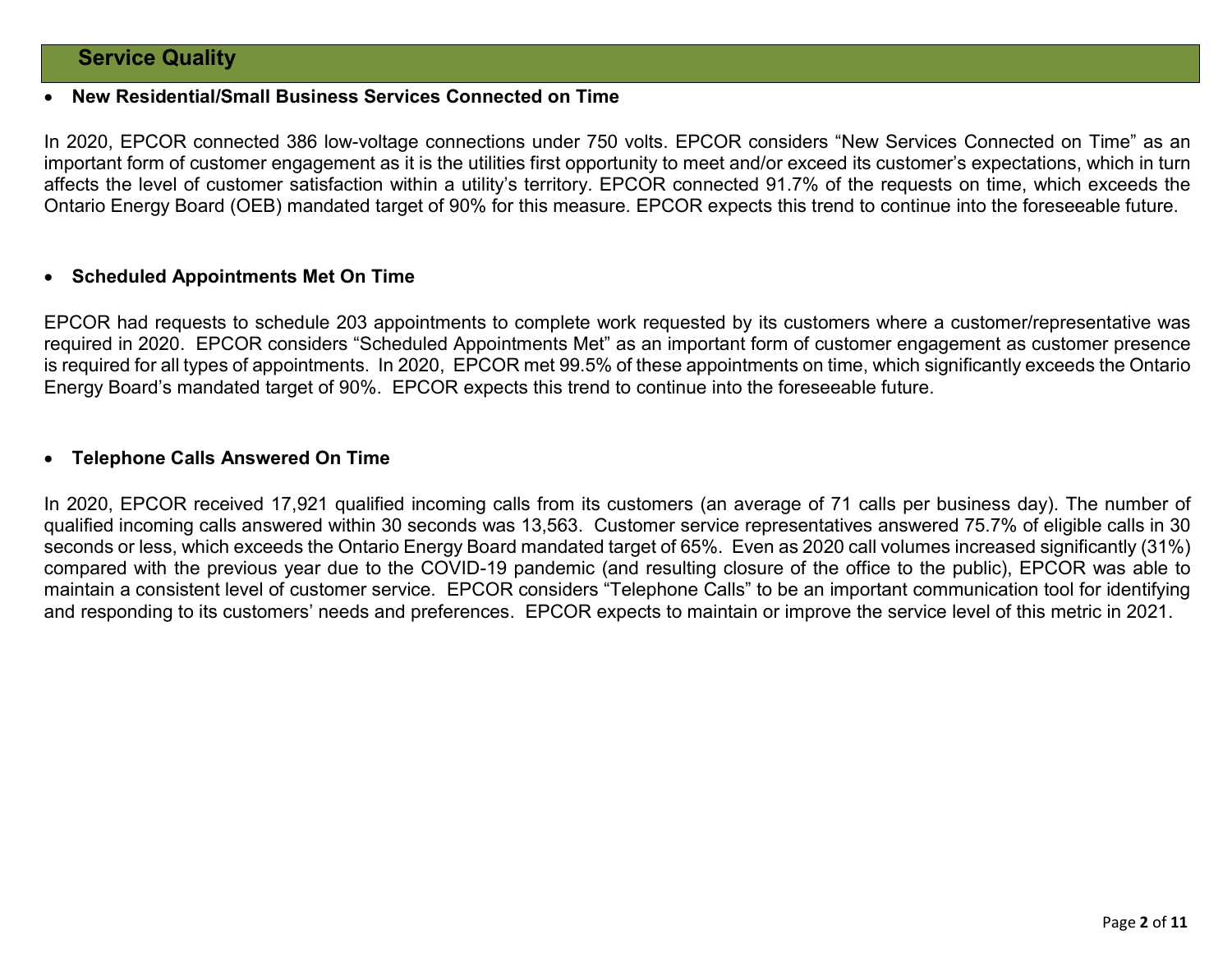## Service Quality

- **New Residential/Small Business Services Connected on Time**

In 2020, EPCOR connected 386 low-voltage connections under 750 volts. EPCOR considers "New Services Connected on Time" as an important form of customer engagement as it is the utilities first opportunity to meet and/or exceed its customer's expectations, which in turn affects the level of customer satisfaction within a utility's territory. EPCOR connected 91.7% of the requests on time, which exceeds the Ontario Energy Board (OEB) mandated target of 90% for this measure. EPCOR expects this trend to continue into the foreseeable future.

- **Scheduled Appointments Met On Time**

EPCOR had requests to schedule 203 appointments to complete work requested by its customers where a customer/representative was required in 2020. EPCOR considers "Scheduled Appointments Met" as an important form of customer engagement as customer presence is required for all types of appointments. In 2020, EPCOR met 99.5% of these appointments on time, which significantly exceeds the Ontario Energy Board's mandated target of 90%. EPCOR expects this trend to continue into the foreseeable future.

- **Telephone Calls Answered On Time**

In 2020, EPCOR received 17,921 qualified incoming calls from its customers (an average of 71 calls per business day). The number of qualified incoming calls answered within 30 seconds was 13,563. Customer service representatives answered 75.7% of eligible calls in 30 seconds or less, which exceeds the Ontario Energy Board mandated target of 65%. Even as 2020 call volumes increased significantly (31%) compared with the previous year due to the COVID-19 pandemic (and resulting closure of the office to the public), EPCOR was able to maintain a consistent level of customer service. EPCOR considers "Telephone Calls" to be an important communication tool for identifying and responding to its customers' needs and preferences. EPCOR expects to maintain or improve the service level of this metric in 2021.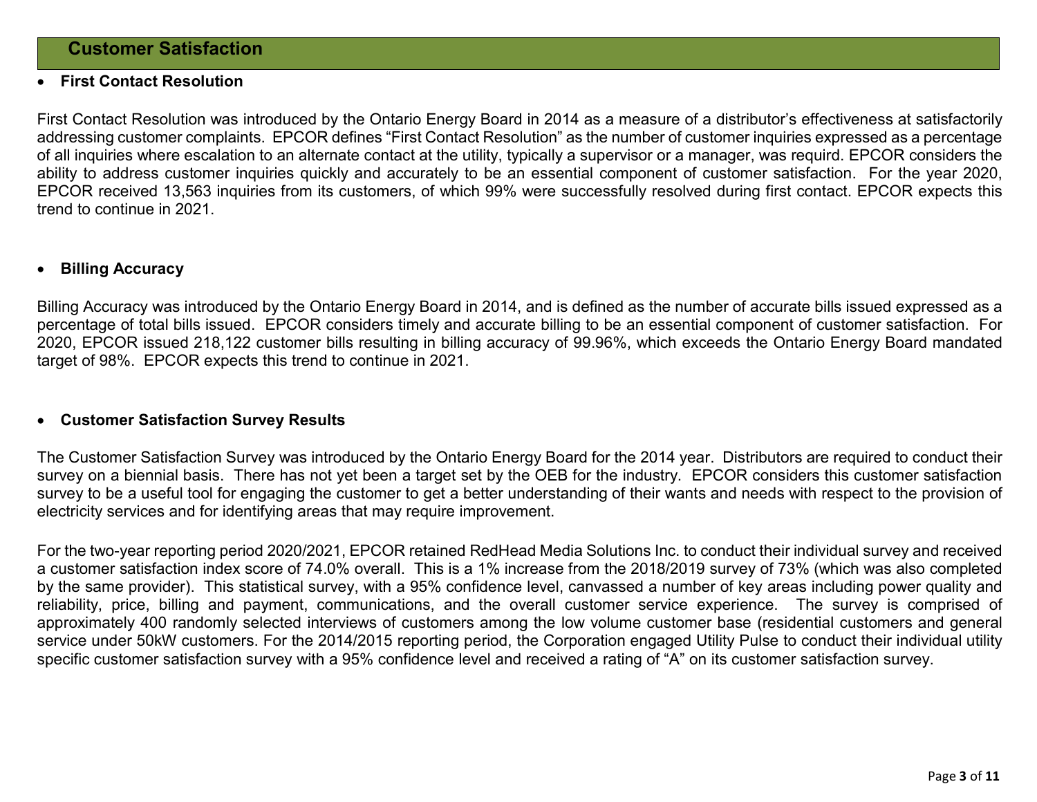## Customer Satisfaction

- **First Contact Resolution**

First Contact Resolution was introduced by the Ontario Energy Board in 2014 as a measure of a distributor's effectiveness at satisfactorily addressing customer complaints. EPCOR defines "First Contact Resolution" as the number of customer inquiries expressed as a percentage of all inquiries where escalation to an alternate contact at the utility, typically a supervisor or a manager, was requird. EPCOR considers the ability to address customer inquiries quickly and accurately to be an essential component of customer satisfaction. For the year 2020, EPCOR received 13,563 inquiries from its customers, of which 99% were successfully resolved during first contact. EPCOR expects this trend to continue in 2021.

- **Billing Accuracy**

Billing Accuracy was introduced by the Ontario Energy Board in 2014, and is defined as the number of accurate bills issued expressed as a percentage of total bills issued. EPCOR considers timely and accurate billing to be an essential component of customer satisfaction. For 2020, EPCOR issued 218,122 customer bills resulting in billing accuracy of 99.96%, which exceeds the Ontario Energy Board mandated target of 98%. EPCOR expects this trend to continue in 2021.

- **Customer Satisfaction Survey Results**

The Customer Satisfaction Survey was introduced by the Ontario Energy Board for the 2014 year. Distributors are required to conduct their survey on a biennial basis. There has not yet been a target set by the OEB for the industry. EPCOR considers this customer satisfaction survey to be a useful tool for engaging the customer to get a better understanding of their wants and needs with respect to the provision of electricity services and for identifying areas that may require improvement.

For the two-year reporting period 2020/2021, EPCOR retained RedHead Media Solutions Inc. to conduct their individual survey and received a customer satisfaction index score of 74.0% overall. This is a 1% increase from the 2018/2019 survey of 73% (which was also completed by the same provider). This statistical survey, with a 95% confidence level, canvassed a number of key areas including power quality and reliability, price, billing and payment, communications, and the overall customer service experience. The survey is comprised of approximately 400 randomly selected interviews of customers among the low volume customer base (residential customers and general service under 50kW customers. For the 2014/2015 reporting period, the Corporation engaged Utility Pulse to conduct their individual utility specific customer satisfaction survey with a 95% confidence level and received a rating of "A" on its customer satisfaction survey.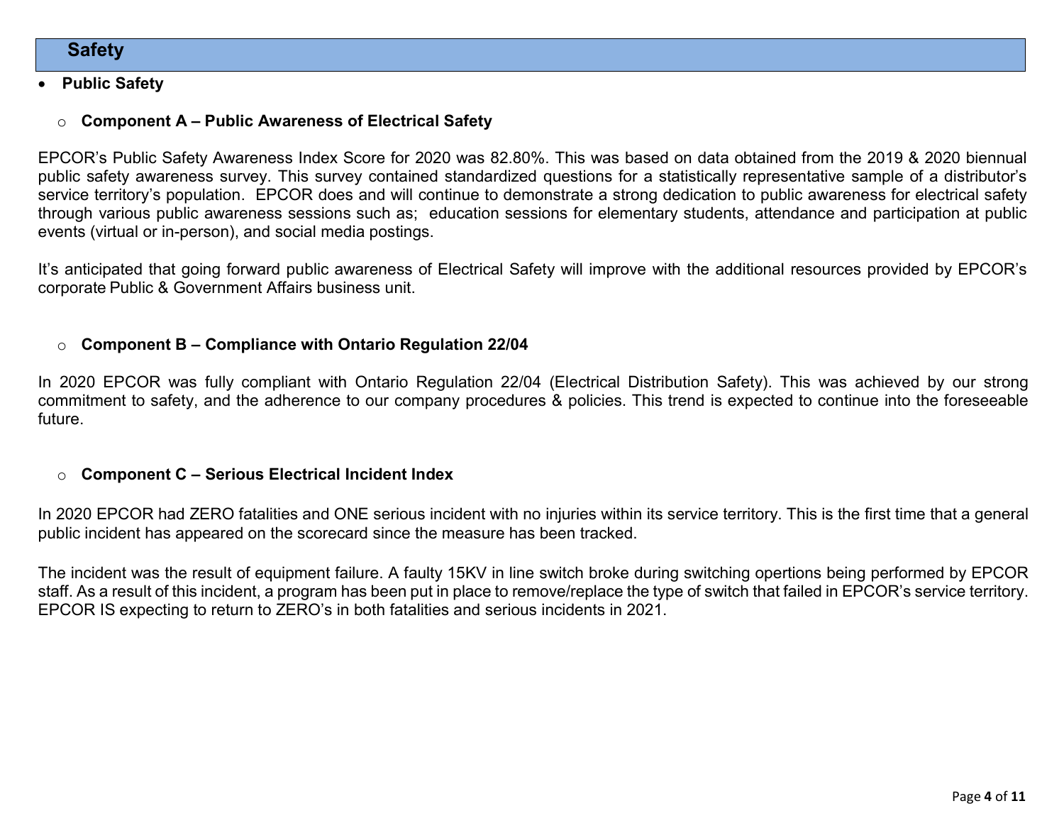## Safety

- **Public Safety**

  - **Component A – Public Awareness of Electrical Safety**

EPCOR's Public Safety Awareness Index Score for 2020 was 82.80%. This was based on data obtained from the 2019 & 2020 biennual public safety awareness survey. This survey contained standardized questions for a statistically representative sample of a distributor's service territory's population. EPCOR does and will continue to demonstrate a strong dedication to public awareness for electrical safety through various public awareness sessions such as; education sessions for elementary students, attendance and participation at public events (virtual or in-person), and social media postings.

It's anticipated that going forward public awareness of Electrical Safety will improve with the additional resources provided by EPCOR's corporate Public & Government Affairs business unit.

  - **Component B – Compliance with Ontario Regulation 22/04**

In 2020 EPCOR was fully compliant with Ontario Regulation 22/04 (Electrical Distribution Safety). This was achieved by our strong commitment to safety, and the adherence to our company procedures & policies. This trend is expected to continue into the foreseeable future.

  - **Component C – Serious Electrical Incident Index**

In 2020 EPCOR had ZERO fatalities and ONE serious incident with no injuries within its service territory. This is the first time that a general public incident has appeared on the scorecard since the measure has been tracked.

The incident was the result of equipment failure. A faulty 15KV in line switch broke during switching opertions being performed by EPCOR staff. As a result of this incident, a program has been put in place to remove/replace the type of switch that failed in EPCOR's service territory. EPCOR IS expecting to return to ZERO's in both fatalities and serious incidents in 2021.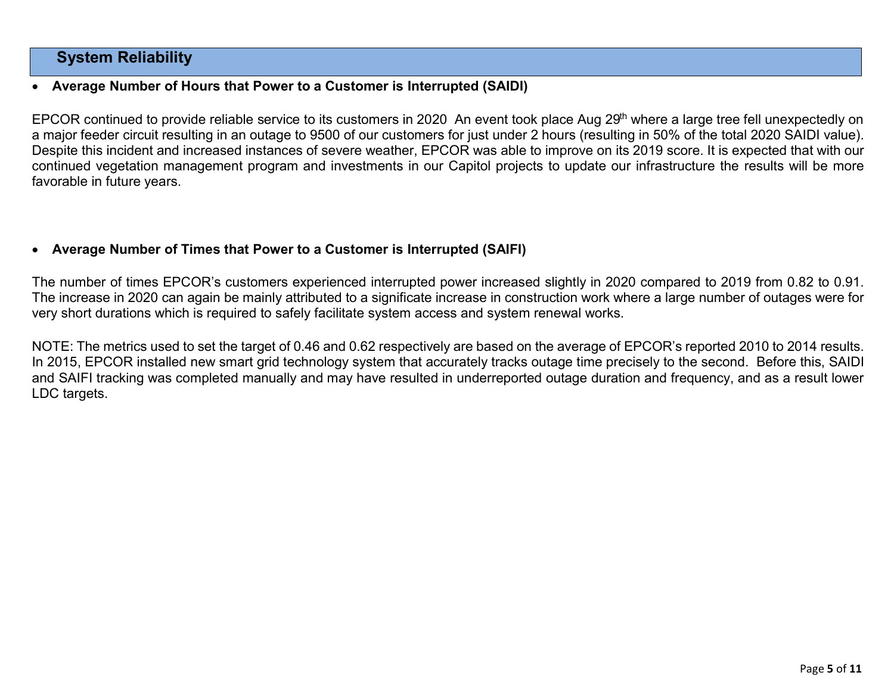## System Reliability

- **Average Number of Hours that Power to a Customer is Interrupted (SAIDI)**

EPCOR continued to provide reliable service to its customers in 2020  An event took place Aug 29th where a large tree fell unexpectedly on a major feeder circuit resulting in an outage to 9500 of our customers for just under 2 hours (resulting in 50% of the total 2020 SAIDI value). Despite this incident and increased instances of severe weather, EPCOR was able to improve on its 2019 score. It is expected that with our continued vegetation management program and investments in our Capitol projects to update our infrastructure the results will be more favorable in future years.

- **Average Number of Times that Power to a Customer is Interrupted (SAIFI)**

The number of times EPCOR's customers experienced interrupted power increased slightly in 2020 compared to 2019 from 0.82 to 0.91. The increase in 2020 can again be mainly attributed to a significate increase in construction work where a large number of outages were for very short durations which is required to safely facilitate system access and system renewal works.

NOTE: The metrics used to set the target of 0.46 and 0.62 respectively are based on the average of EPCOR's reported 2010 to 2014 results. In 2015, EPCOR installed new smart grid technology system that accurately tracks outage time precisely to the second.  Before this, SAIDI and SAIFI tracking was completed manually and may have resulted in underreported outage duration and frequency, and as a result lower LDC targets.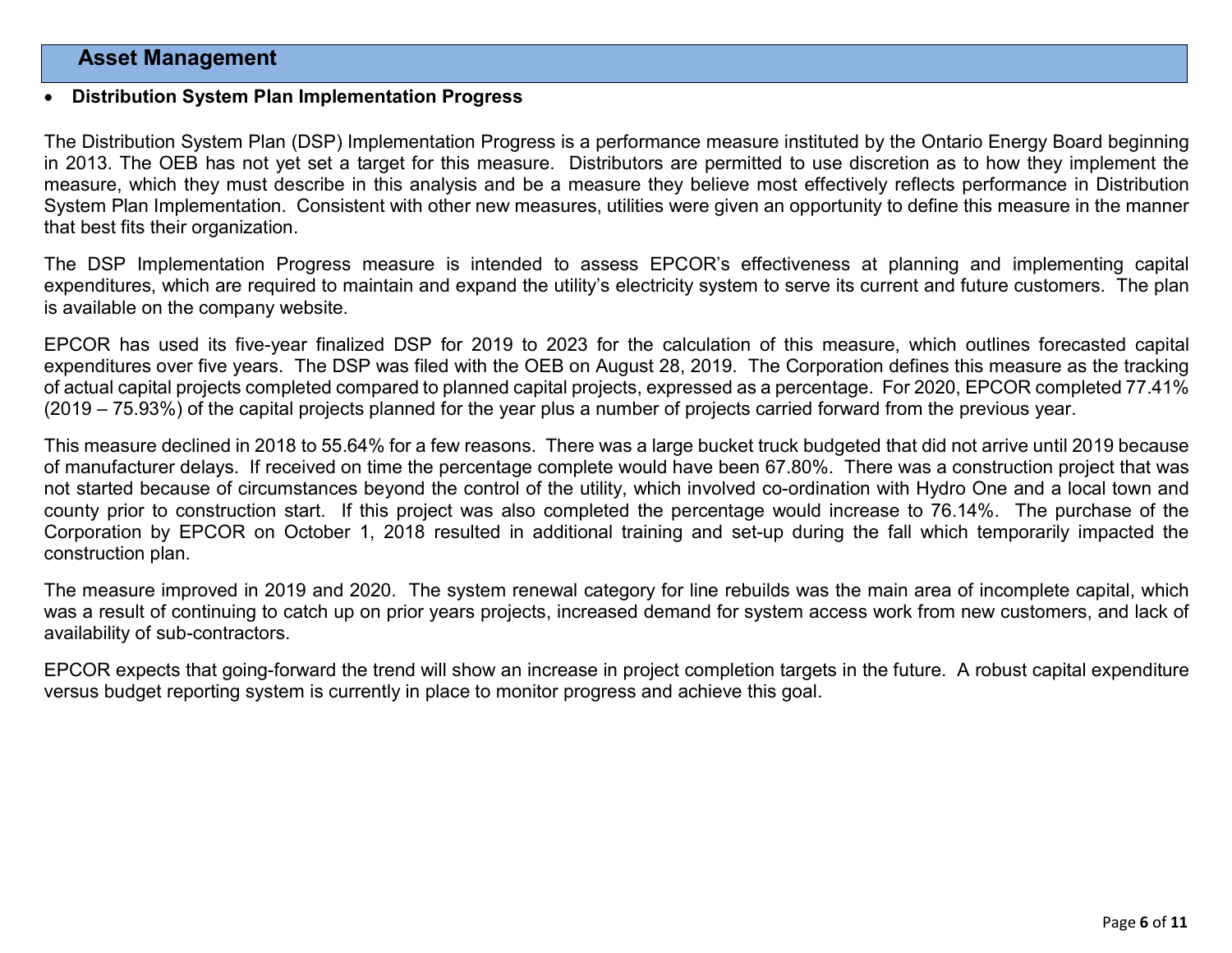## Asset Management

- **Distribution System Plan Implementation Progress**

The Distribution System Plan (DSP) Implementation Progress is a performance measure instituted by the Ontario Energy Board beginning in 2013. The OEB has not yet set a target for this measure. Distributors are permitted to use discretion as to how they implement the measure, which they must describe in this analysis and be a measure they believe most effectively reflects performance in Distribution System Plan Implementation. Consistent with other new measures, utilities were given an opportunity to define this measure in the manner that best fits their organization.

The DSP Implementation Progress measure is intended to assess EPCOR's effectiveness at planning and implementing capital expenditures, which are required to maintain and expand the utility's electricity system to serve its current and future customers. The plan is available on the company website.

EPCOR has used its five-year finalized DSP for 2019 to 2023 for the calculation of this measure, which outlines forecasted capital expenditures over five years. The DSP was filed with the OEB on August 28, 2019. The Corporation defines this measure as the tracking of actual capital projects completed compared to planned capital projects, expressed as a percentage. For 2020, EPCOR completed 77.41% (2019 – 75.93%) of the capital projects planned for the year plus a number of projects carried forward from the previous year.

This measure declined in 2018 to 55.64% for a few reasons. There was a large bucket truck budgeted that did not arrive until 2019 because of manufacturer delays. If received on time the percentage complete would have been 67.80%. There was a construction project that was not started because of circumstances beyond the control of the utility, which involved co-ordination with Hydro One and a local town and county prior to construction start. If this project was also completed the percentage would increase to 76.14%. The purchase of the Corporation by EPCOR on October 1, 2018 resulted in additional training and set-up during the fall which temporarily impacted the construction plan.

The measure improved in 2019 and 2020. The system renewal category for line rebuilds was the main area of incomplete capital, which was a result of continuing to catch up on prior years projects, increased demand for system access work from new customers, and lack of availability of sub-contractors.

EPCOR expects that going-forward the trend will show an increase in project completion targets in the future. A robust capital expenditure versus budget reporting system is currently in place to monitor progress and achieve this goal.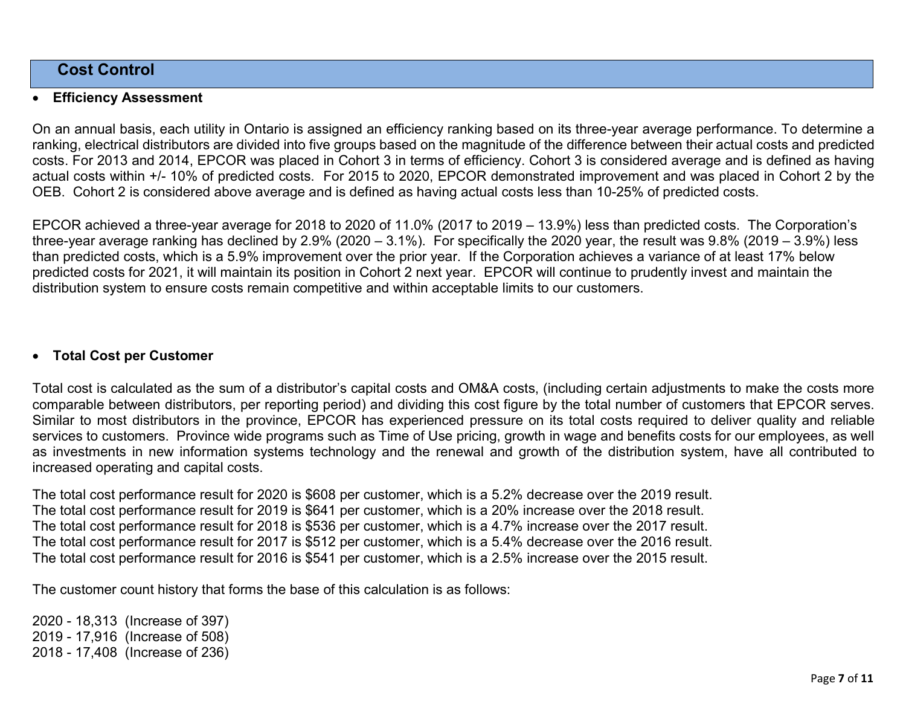## Cost Control

- **Efficiency Assessment**

On an annual basis, each utility in Ontario is assigned an efficiency ranking based on its three-year average performance. To determine a ranking, electrical distributors are divided into five groups based on the magnitude of the difference between their actual costs and predicted costs. For 2013 and 2014, EPCOR was placed in Cohort 3 in terms of efficiency. Cohort 3 is considered average and is defined as having actual costs within +/- 10% of predicted costs. For 2015 to 2020, EPCOR demonstrated improvement and was placed in Cohort 2 by the OEB. Cohort 2 is considered above average and is defined as having actual costs less than 10-25% of predicted costs.

EPCOR achieved a three-year average for 2018 to 2020 of 11.0% (2017 to 2019 – 13.9%) less than predicted costs. The Corporation's three-year average ranking has declined by 2.9% (2020 – 3.1%). For specifically the 2020 year, the result was 9.8% (2019 – 3.9%) less than predicted costs, which is a 5.9% improvement over the prior year. If the Corporation achieves a variance of at least 17% below predicted costs for 2021, it will maintain its position in Cohort 2 next year. EPCOR will continue to prudently invest and maintain the distribution system to ensure costs remain competitive and within acceptable limits to our customers.

- **Total Cost per Customer**

Total cost is calculated as the sum of a distributor's capital costs and OM&A costs, (including certain adjustments to make the costs more comparable between distributors, per reporting period) and dividing this cost figure by the total number of customers that EPCOR serves. Similar to most distributors in the province, EPCOR has experienced pressure on its total costs required to deliver quality and reliable services to customers. Province wide programs such as Time of Use pricing, growth in wage and benefits costs for our employees, as well as investments in new information systems technology and the renewal and growth of the distribution system, have all contributed to increased operating and capital costs.

The total cost performance result for 2020 is $608 per customer, which is a 5.2% decrease over the 2019 result.
The total cost performance result for 2019 is $641 per customer, which is a 20% increase over the 2018 result.
The total cost performance result for 2018 is $536 per customer, which is a 4.7% increase over the 2017 result.
The total cost performance result for 2017 is $512 per customer, which is a 5.4% decrease over the 2016 result.
The total cost performance result for 2016 is $541 per customer, which is a 2.5% increase over the 2015 result.

The customer count history that forms the base of this calculation is as follows:

2020 - 18,313 (Increase of 397)
2019 - 17,916 (Increase of 508)
2018 - 17,408 (Increase of 236)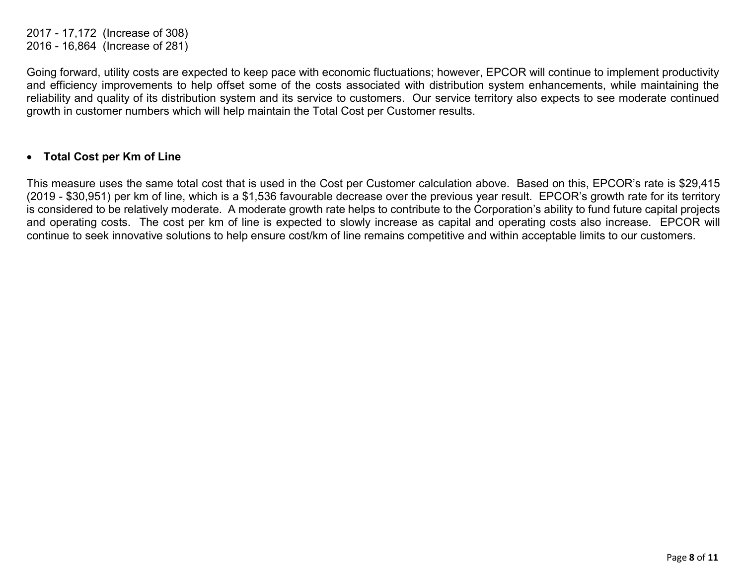2017 - 17,172 (Increase of 308)
2016 - 16,864 (Increase of 281)

Going forward, utility costs are expected to keep pace with economic fluctuations; however, EPCOR will continue to implement productivity and efficiency improvements to help offset some of the costs associated with distribution system enhancements, while maintaining the reliability and quality of its distribution system and its service to customers. Our service territory also expects to see moderate continued growth in customer numbers which will help maintain the Total Cost per Customer results.

- **Total Cost per Km of Line**

This measure uses the same total cost that is used in the Cost per Customer calculation above. Based on this, EPCOR's rate is $29,415 (2019 - $30,951) per km of line, which is a $1,536 favourable decrease over the previous year result. EPCOR's growth rate for its territory is considered to be relatively moderate. A moderate growth rate helps to contribute to the Corporation's ability to fund future capital projects and operating costs. The cost per km of line is expected to slowly increase as capital and operating costs also increase. EPCOR will continue to seek innovative solutions to help ensure cost/km of line remains competitive and within acceptable limits to our customers.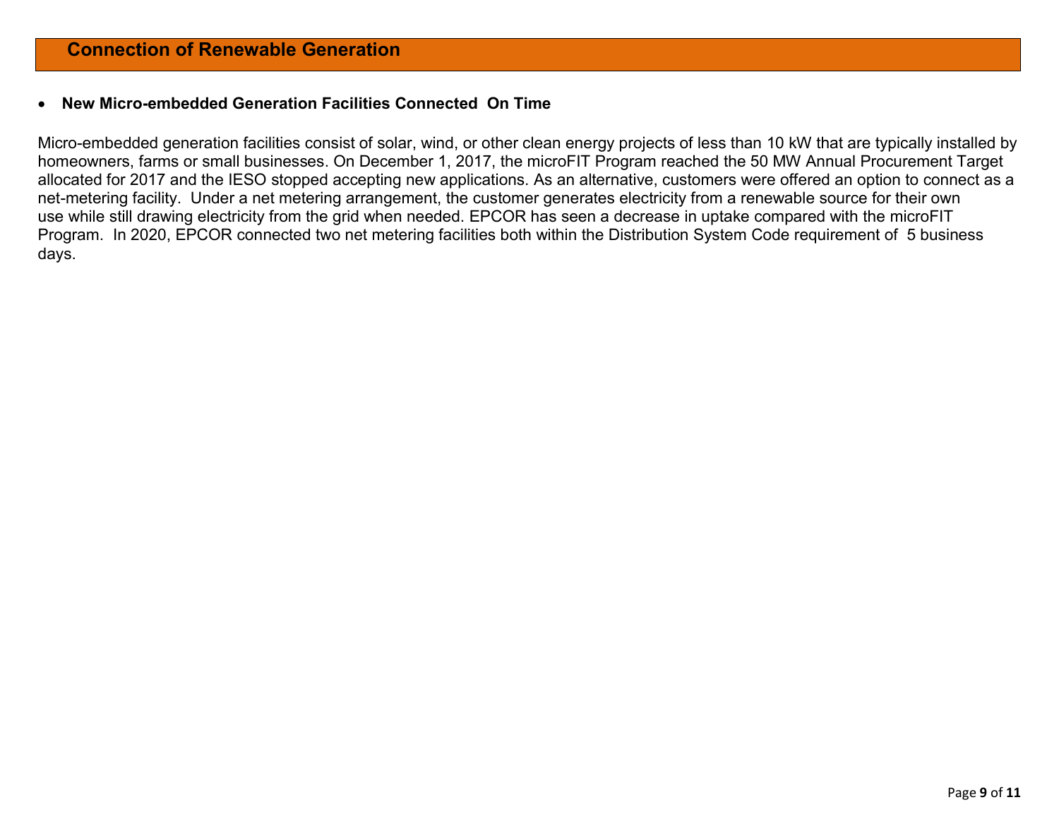## Connection of Renewable Generation

- **New Micro-embedded Generation Facilities Connected On Time**

Micro-embedded generation facilities consist of solar, wind, or other clean energy projects of less than 10 kW that are typically installed by homeowners, farms or small businesses. On December 1, 2017, the microFIT Program reached the 50 MW Annual Procurement Target allocated for 2017 and the IESO stopped accepting new applications. As an alternative, customers were offered an option to connect as a net-metering facility. Under a net metering arrangement, the customer generates electricity from a renewable source for their own use while still drawing electricity from the grid when needed. EPCOR has seen a decrease in uptake compared with the microFIT Program. In 2020, EPCOR connected two net metering facilities both within the Distribution System Code requirement of 5 business days.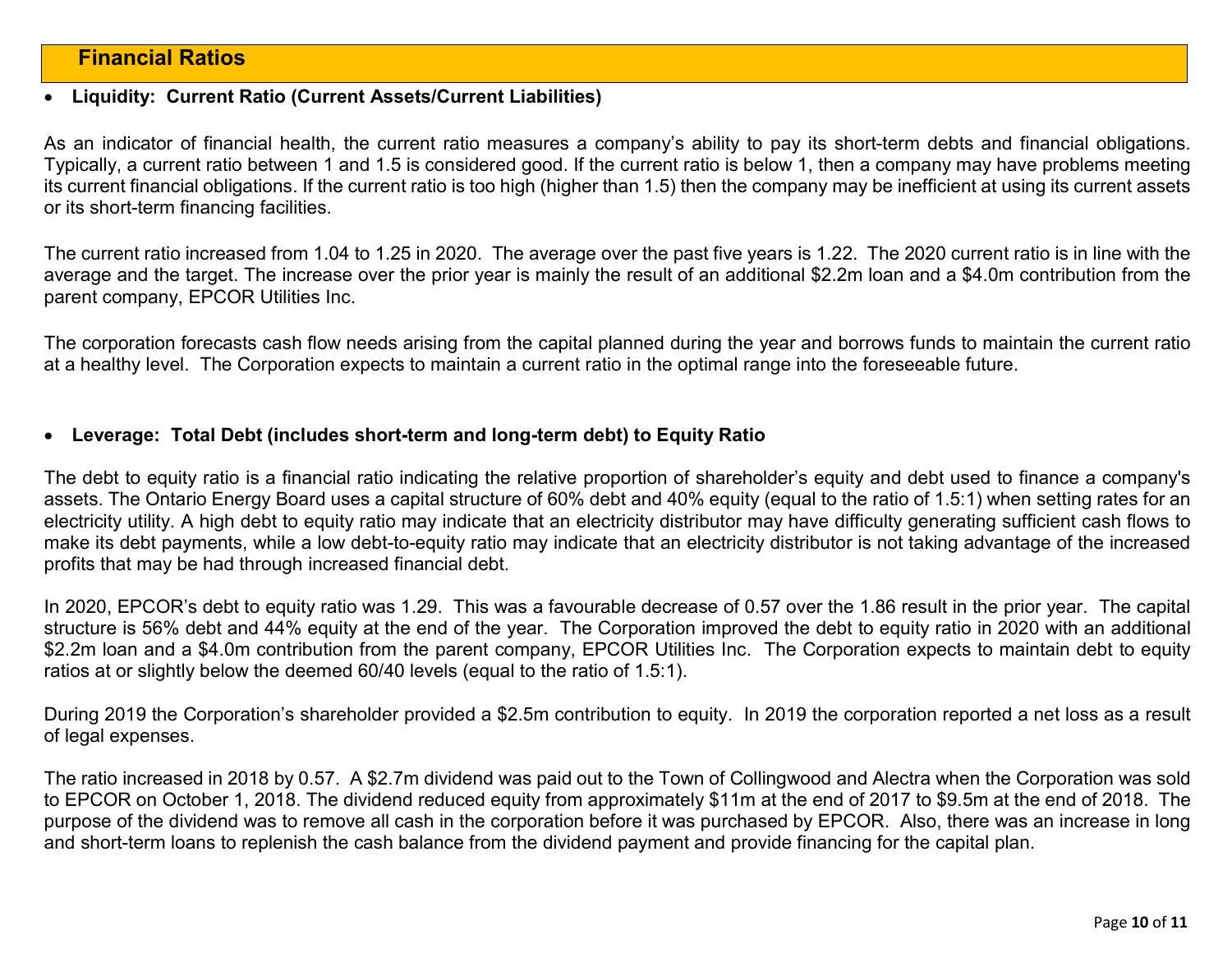## Financial Ratios

- **Liquidity: Current Ratio (Current Assets/Current Liabilities)**

As an indicator of financial health, the current ratio measures a company's ability to pay its short-term debts and financial obligations. Typically, a current ratio between 1 and 1.5 is considered good. If the current ratio is below 1, then a company may have problems meeting its current financial obligations. If the current ratio is too high (higher than 1.5) then the company may be inefficient at using its current assets or its short-term financing facilities.

The current ratio increased from 1.04 to 1.25 in 2020. The average over the past five years is 1.22. The 2020 current ratio is in line with the average and the target. The increase over the prior year is mainly the result of an additional $2.2m loan and a $4.0m contribution from the parent company, EPCOR Utilities Inc.

The corporation forecasts cash flow needs arising from the capital planned during the year and borrows funds to maintain the current ratio at a healthy level. The Corporation expects to maintain a current ratio in the optimal range into the foreseeable future.

- **Leverage: Total Debt (includes short-term and long-term debt) to Equity Ratio**

The debt to equity ratio is a financial ratio indicating the relative proportion of shareholder's equity and debt used to finance a company's assets. The Ontario Energy Board uses a capital structure of 60% debt and 40% equity (equal to the ratio of 1.5:1) when setting rates for an electricity utility. A high debt to equity ratio may indicate that an electricity distributor may have difficulty generating sufficient cash flows to make its debt payments, while a low debt-to-equity ratio may indicate that an electricity distributor is not taking advantage of the increased profits that may be had through increased financial debt.

In 2020, EPCOR's debt to equity ratio was 1.29. This was a favourable decrease of 0.57 over the 1.86 result in the prior year. The capital structure is 56% debt and 44% equity at the end of the year. The Corporation improved the debt to equity ratio in 2020 with an additional $2.2m loan and a $4.0m contribution from the parent company, EPCOR Utilities Inc. The Corporation expects to maintain debt to equity ratios at or slightly below the deemed 60/40 levels (equal to the ratio of 1.5:1).

During 2019 the Corporation's shareholder provided a $2.5m contribution to equity. In 2019 the corporation reported a net loss as a result of legal expenses.

The ratio increased in 2018 by 0.57. A $2.7m dividend was paid out to the Town of Collingwood and Alectra when the Corporation was sold to EPCOR on October 1, 2018. The dividend reduced equity from approximately $11m at the end of 2017 to $9.5m at the end of 2018. The purpose of the dividend was to remove all cash in the corporation before it was purchased by EPCOR. Also, there was an increase in long and short-term loans to replenish the cash balance from the dividend payment and provide financing for the capital plan.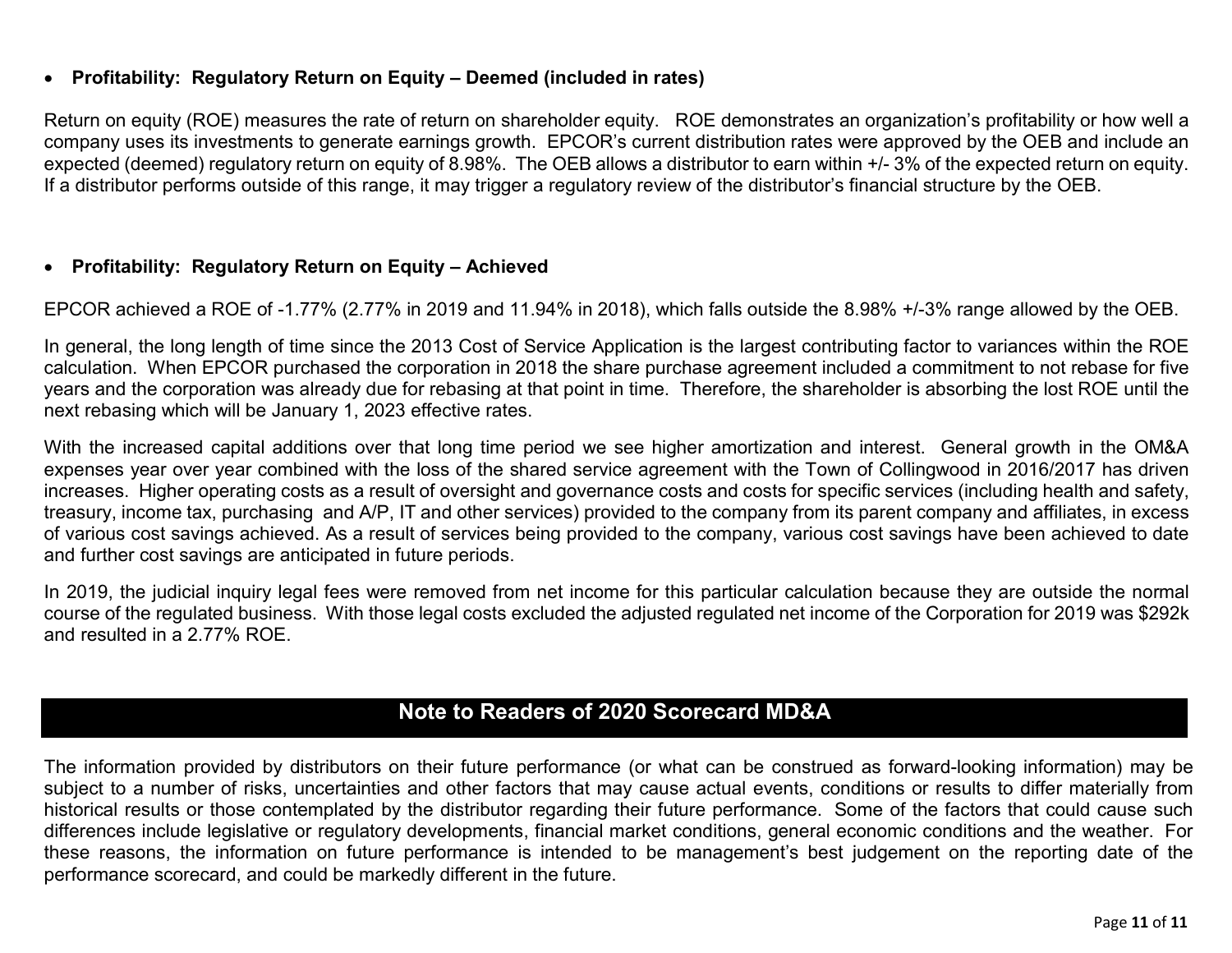- **Profitability: Regulatory Return on Equity – Deemed (included in rates)**

Return on equity (ROE) measures the rate of return on shareholder equity. ROE demonstrates an organization's profitability or how well a company uses its investments to generate earnings growth. EPCOR's current distribution rates were approved by the OEB and include an expected (deemed) regulatory return on equity of 8.98%. The OEB allows a distributor to earn within +/- 3% of the expected return on equity. If a distributor performs outside of this range, it may trigger a regulatory review of the distributor's financial structure by the OEB.

- **Profitability: Regulatory Return on Equity – Achieved**

EPCOR achieved a ROE of -1.77% (2.77% in 2019 and 11.94% in 2018), which falls outside the 8.98% +/-3% range allowed by the OEB.

In general, the long length of time since the 2013 Cost of Service Application is the largest contributing factor to variances within the ROE calculation. When EPCOR purchased the corporation in 2018 the share purchase agreement included a commitment to not rebase for five years and the corporation was already due for rebasing at that point in time. Therefore, the shareholder is absorbing the lost ROE until the next rebasing which will be January 1, 2023 effective rates.

With the increased capital additions over that long time period we see higher amortization and interest. General growth in the OM&A expenses year over year combined with the loss of the shared service agreement with the Town of Collingwood in 2016/2017 has driven increases. Higher operating costs as a result of oversight and governance costs and costs for specific services (including health and safety, treasury, income tax, purchasing and A/P, IT and other services) provided to the company from its parent company and affiliates, in excess of various cost savings achieved. As a result of services being provided to the company, various cost savings have been achieved to date and further cost savings are anticipated in future periods.

In 2019, the judicial inquiry legal fees were removed from net income for this particular calculation because they are outside the normal course of the regulated business. With those legal costs excluded the adjusted regulated net income of the Corporation for 2019 was $292k and resulted in a 2.77% ROE.

## Note to Readers of 2020 Scorecard MD&A

The information provided by distributors on their future performance (or what can be construed as forward-looking information) may be subject to a number of risks, uncertainties and other factors that may cause actual events, conditions or results to differ materially from historical results or those contemplated by the distributor regarding their future performance. Some of the factors that could cause such differences include legislative or regulatory developments, financial market conditions, general economic conditions and the weather. For these reasons, the information on future performance is intended to be management's best judgement on the reporting date of the performance scorecard, and could be markedly different in the future.